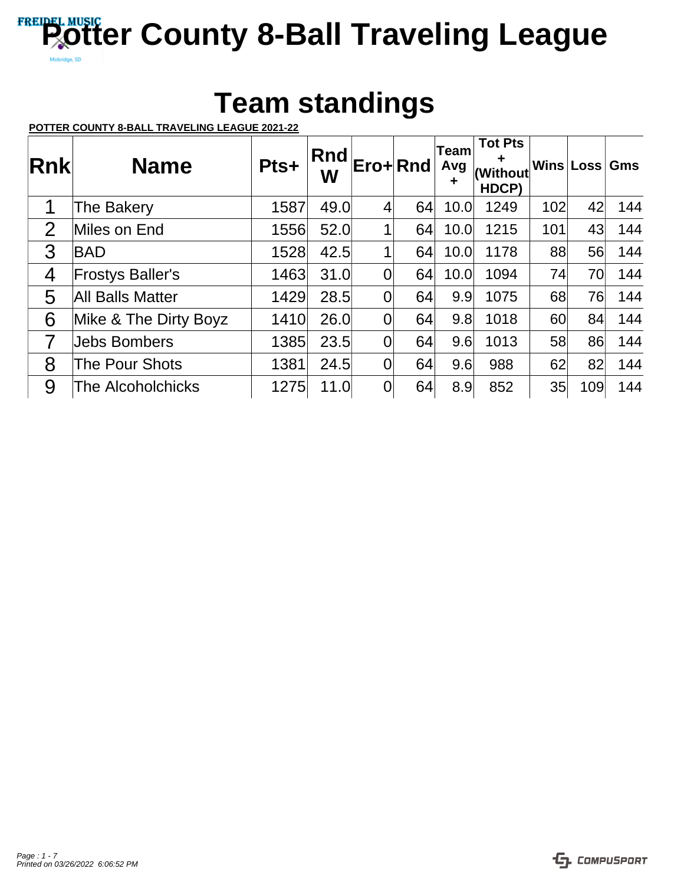# Potter County 8-Ball Traveling League

## Team standings

**POTTER COUNTY 8-BALL TRAVELING LEAGUE 2021-22**

| Rnk | Name | Pts+ | Rnd W | Ero+ | Rnd | Team Avg + | Tot Pts + (Without HDCP) | Wins | Loss | Gms |
|---|---|---|---|---|---|---|---|---|---|---|
| 1 | The Bakery | 1587 | 49.0 | 4 | 64 | 10.0 | 1249 | 102 | 42 | 144 |
| 2 | Miles on End | 1556 | 52.0 | 1 | 64 | 10.0 | 1215 | 101 | 43 | 144 |
| 3 | BAD | 1528 | 42.5 | 1 | 64 | 10.0 | 1178 | 88 | 56 | 144 |
| 4 | Frostys Baller's | 1463 | 31.0 | 0 | 64 | 10.0 | 1094 | 74 | 70 | 144 |
| 5 | All Balls Matter | 1429 | 28.5 | 0 | 64 | 9.9 | 1075 | 68 | 76 | 144 |
| 6 | Mike & The Dirty Boyz | 1410 | 26.0 | 0 | 64 | 9.8 | 1018 | 60 | 84 | 144 |
| 7 | Jebs Bombers | 1385 | 23.5 | 0 | 64 | 9.6 | 1013 | 58 | 86 | 144 |
| 8 | The Pour Shots | 1381 | 24.5 | 0 | 64 | 9.6 | 988 | 62 | 82 | 144 |
| 9 | The Alcoholchicks | 1275 | 11.0 | 0 | 64 | 8.9 | 852 | 35 | 109 | 144 |

*Printed on 03/26/2022 6:06:52 PM*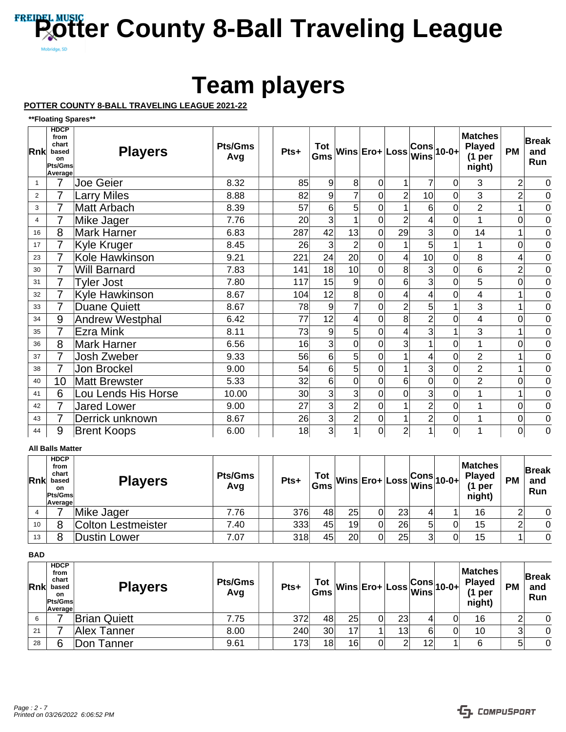# Potter County 8-Ball Traveling League

# Team players

**POTTER COUNTY 8-BALL TRAVELING LEAGUE 2021-22**

**\*\*Floating Spares\*\***

| Rnk | HDCP from chart based on Pts/Gms Average | Players | Pts/Gms Avg | | Pts+ | Tot Gms | Wins | Ero+ | Loss | Cons Wins | 10-0+ | Matches Played (1 per night) | PM | Break and Run |
|---|---|---|---|---|---|---|---|---|---|---|---|---|---|---|
| 1 | 7 | Joe Geier | 8.32 | | 85 | 9 | 8 | 0 | 1 | 7 | 0 | 3 | 2 | 0 |
| 2 | 7 | Larry Miles | 8.88 | | 82 | 9 | 7 | 0 | 2 | 10 | 0 | 3 | 2 | 0 |
| 3 | 7 | Matt Arbach | 8.39 | | 57 | 6 | 5 | 0 | 1 | 6 | 0 | 2 | 1 | 0 |
| 4 | 7 | Mike Jager | 7.76 | | 20 | 3 | 1 | 0 | 2 | 4 | 0 | 1 | 0 | 0 |
| 16 | 8 | Mark Harner | 6.83 | | 287 | 42 | 13 | 0 | 29 | 3 | 0 | 14 | 1 | 0 |
| 17 | 7 | Kyle Kruger | 8.45 | | 26 | 3 | 2 | 0 | 1 | 5 | 1 | 1 | 0 | 0 |
| 23 | 7 | Kole Hawkinson | 9.21 | | 221 | 24 | 20 | 0 | 4 | 10 | 0 | 8 | 4 | 0 |
| 30 | 7 | Will Barnard | 7.83 | | 141 | 18 | 10 | 0 | 8 | 3 | 0 | 6 | 2 | 0 |
| 31 | 7 | Tyler Jost | 7.80 | | 117 | 15 | 9 | 0 | 6 | 3 | 0 | 5 | 0 | 0 |
| 32 | 7 | Kyle Hawkinson | 8.67 | | 104 | 12 | 8 | 0 | 4 | 4 | 0 | 4 | 1 | 0 |
| 33 | 7 | Duane Quiett | 8.67 | | 78 | 9 | 7 | 0 | 2 | 5 | 1 | 3 | 1 | 0 |
| 34 | 9 | Andrew Westphal | 6.42 | | 77 | 12 | 4 | 0 | 8 | 2 | 0 | 4 | 0 | 0 |
| 35 | 7 | Ezra Mink | 8.11 | | 73 | 9 | 5 | 0 | 4 | 3 | 1 | 3 | 1 | 0 |
| 36 | 8 | Mark Harner | 6.56 | | 16 | 3 | 0 | 0 | 3 | 1 | 0 | 1 | 0 | 0 |
| 37 | 7 | Josh Zweber | 9.33 | | 56 | 6 | 5 | 0 | 1 | 4 | 0 | 2 | 1 | 0 |
| 38 | 7 | Jon Brockel | 9.00 | | 54 | 6 | 5 | 0 | 1 | 3 | 0 | 2 | 1 | 0 |
| 40 | 10 | Matt Brewster | 5.33 | | 32 | 6 | 0 | 0 | 6 | 0 | 0 | 2 | 0 | 0 |
| 41 | 6 | Lou Lends His Horse | 10.00 | | 30 | 3 | 3 | 0 | 0 | 3 | 0 | 1 | 1 | 0 |
| 42 | 7 | Jared Lower | 9.00 | | 27 | 3 | 2 | 0 | 1 | 2 | 0 | 1 | 0 | 0 |
| 43 | 7 | Derrick unknown | 8.67 | | 26 | 3 | 2 | 0 | 1 | 2 | 0 | 1 | 0 | 0 |
| 44 | 9 | Brent Koops | 6.00 | | 18 | 3 | 1 | 0 | 2 | 1 | 0 | 1 | 0 | 0 |

**All Balls Matter**

| Rnk | HDCP from chart based on Pts/Gms Average | Players | Pts/Gms Avg | | Pts+ | Tot Gms | Wins | Ero+ | Loss | Cons Wins | 10-0+ | Matches Played (1 per night) | PM | Break and Run |
|---|---|---|---|---|---|---|---|---|---|---|---|---|---|---|
| 4 | 7 | Mike Jager | 7.76 | | 376 | 48 | 25 | 0 | 23 | 4 | 1 | 16 | 2 | 0 |
| 10 | 8 | Colton Lestmeister | 7.40 | | 333 | 45 | 19 | 0 | 26 | 5 | 0 | 15 | 2 | 0 |
| 13 | 8 | Dustin Lower | 7.07 | | 318 | 45 | 20 | 0 | 25 | 3 | 0 | 15 | 1 | 0 |

**BAD**

| Rnk | HDCP from chart based on Pts/Gms Average | Players | Pts/Gms Avg | | Pts+ | Tot Gms | Wins | Ero+ | Loss | Cons Wins | 10-0+ | Matches Played (1 per night) | PM | Break and Run |
|---|---|---|---|---|---|---|---|---|---|---|---|---|---|---|
| 6 | 7 | Brian Quiett | 7.75 | | 372 | 48 | 25 | 0 | 23 | 4 | 0 | 16 | 2 | 0 |
| 21 | 7 | Alex Tanner | 8.00 | | 240 | 30 | 17 | 1 | 13 | 6 | 0 | 10 | 3 | 0 |
| 28 | 6 | Don Tanner | 9.61 | | 173 | 18 | 16 | 0 | 2 | 12 | 1 | 6 | 5 | 0 |

*Printed on 03/26/2022 6:06:52 PM*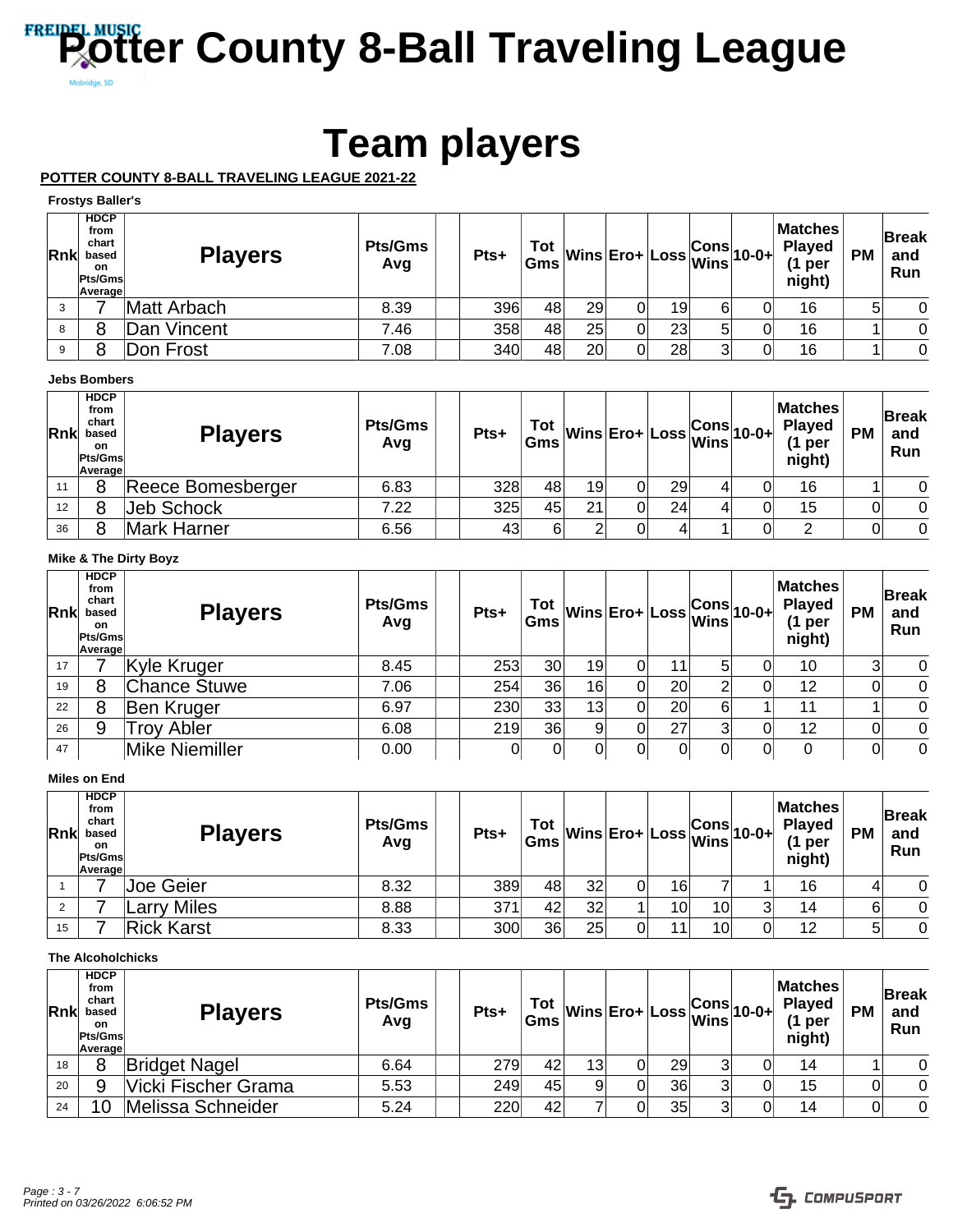# Potter County 8-Ball Traveling League

# Team players

**POTTER COUNTY 8-BALL TRAVELING LEAGUE 2021-22**

**Frostys Baller's**

| Rnk | HDCP from chart based on Pts/Gms Average | Players | Pts/Gms Avg | | Pts+ | Tot Gms | Wins | Ero+ | Loss | Cons Wins | 10-0+ | Matches Played (1 per night) | PM | Break and Run |
|---|---|---|---|---|---|---|---|---|---|---|---|---|---|---|
| 3 | 7 | Matt Arbach | 8.39 | | 396 | 48 | 29 | 0 | 19 | 6 | 0 | 16 | 5 | 0 |
| 8 | 8 | Dan Vincent | 7.46 | | 358 | 48 | 25 | 0 | 23 | 5 | 0 | 16 | 1 | 0 |
| 9 | 8 | Don Frost | 7.08 | | 340 | 48 | 20 | 0 | 28 | 3 | 0 | 16 | 1 | 0 |

**Jebs Bombers**

| Rnk | HDCP from chart based on Pts/Gms Average | Players | Pts/Gms Avg | | Pts+ | Tot Gms | Wins | Ero+ | Loss | Cons Wins | 10-0+ | Matches Played (1 per night) | PM | Break and Run |
|---|---|---|---|---|---|---|---|---|---|---|---|---|---|---|
| 11 | 8 | Reece Bomesberger | 6.83 | | 328 | 48 | 19 | 0 | 29 | 4 | 0 | 16 | 1 | 0 |
| 12 | 8 | Jeb Schock | 7.22 | | 325 | 45 | 21 | 0 | 24 | 4 | 0 | 15 | 0 | 0 |
| 36 | 8 | Mark Harner | 6.56 | | 43 | 6 | 2 | 0 | 4 | 1 | 0 | 2 | 0 | 0 |

**Mike & The Dirty Boyz**

| Rnk | HDCP from chart based on Pts/Gms Average | Players | Pts/Gms Avg | | Pts+ | Tot Gms | Wins | Ero+ | Loss | Cons Wins | 10-0+ | Matches Played (1 per night) | PM | Break and Run |
|---|---|---|---|---|---|---|---|---|---|---|---|---|---|---|
| 17 | 7 | Kyle Kruger | 8.45 | | 253 | 30 | 19 | 0 | 11 | 5 | 0 | 10 | 3 | 0 |
| 19 | 8 | Chance Stuwe | 7.06 | | 254 | 36 | 16 | 0 | 20 | 2 | 0 | 12 | 0 | 0 |
| 22 | 8 | Ben Kruger | 6.97 | | 230 | 33 | 13 | 0 | 20 | 6 | 1 | 11 | 1 | 0 |
| 26 | 9 | Troy Abler | 6.08 | | 219 | 36 | 9 | 0 | 27 | 3 | 0 | 12 | 0 | 0 |
| 47 | | Mike Niemiller | 0.00 | | 0 | 0 | 0 | 0 | 0 | 0 | 0 | 0 | 0 | 0 |

**Miles on End**

| Rnk | HDCP from chart based on Pts/Gms Average | Players | Pts/Gms Avg | | Pts+ | Tot Gms | Wins | Ero+ | Loss | Cons Wins | 10-0+ | Matches Played (1 per night) | PM | Break and Run |
|---|---|---|---|---|---|---|---|---|---|---|---|---|---|---|
| 1 | 7 | Joe Geier | 8.32 | | 389 | 48 | 32 | 0 | 16 | 7 | 1 | 16 | 4 | 0 |
| 2 | 7 | Larry Miles | 8.88 | | 371 | 42 | 32 | 1 | 10 | 10 | 3 | 14 | 6 | 0 |
| 15 | 7 | Rick Karst | 8.33 | | 300 | 36 | 25 | 0 | 11 | 10 | 0 | 12 | 5 | 0 |

**The Alcoholchicks**

| Rnk | HDCP from chart based on Pts/Gms Average | Players | Pts/Gms Avg | | Pts+ | Tot Gms | Wins | Ero+ | Loss | Cons Wins | 10-0+ | Matches Played (1 per night) | PM | Break and Run |
|---|---|---|---|---|---|---|---|---|---|---|---|---|---|---|
| 18 | 8 | Bridget Nagel | 6.64 | | 279 | 42 | 13 | 0 | 29 | 3 | 0 | 14 | 1 | 0 |
| 20 | 9 | Vicki Fischer Grama | 5.53 | | 249 | 45 | 9 | 0 | 36 | 3 | 0 | 15 | 0 | 0 |
| 24 | 10 | Melissa Schneider | 5.24 | | 220 | 42 | 7 | 0 | 35 | 3 | 0 | 14 | 0 | 0 |

*Printed on 03/26/2022 6:06:52 PM*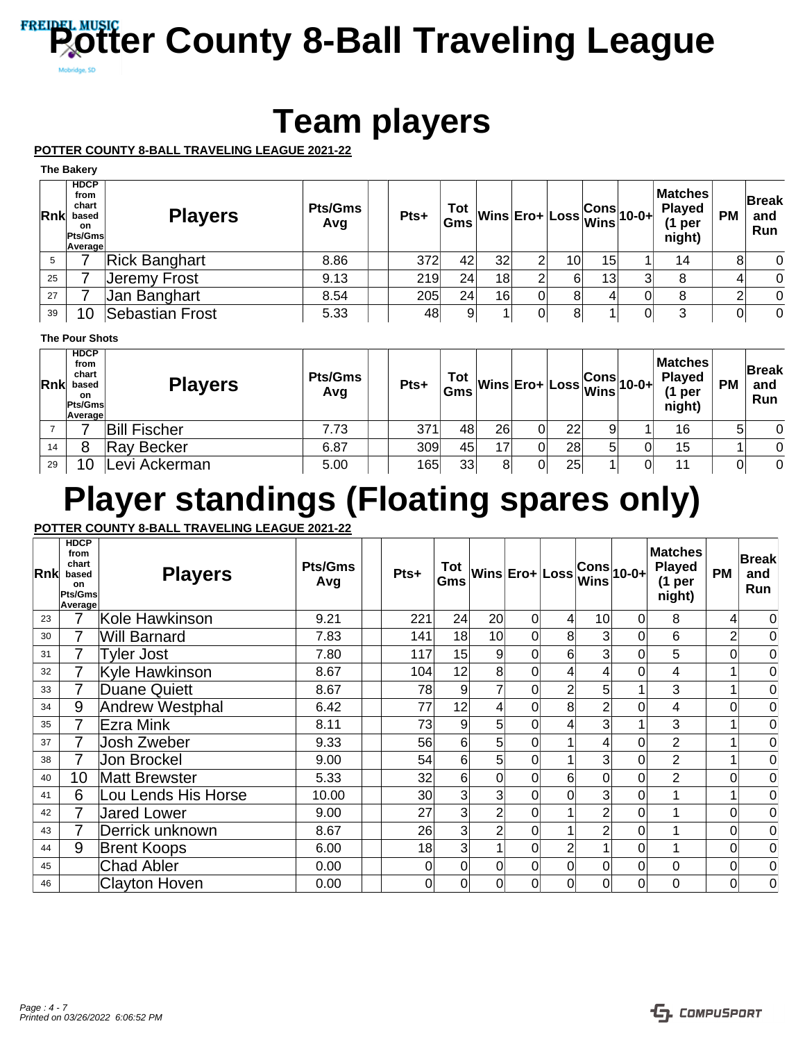FREIDEL MUSIC

Mobridge, SD

# Potter County 8-Ball Traveling League

# Team players

**POTTER COUNTY 8-BALL TRAVELING LEAGUE 2021-22**

**The Bakery**

| Rnk | HDCP from chart based on Pts/Gms Average | Players | Pts/Gms Avg | | Pts+ | Tot Gms | Wins | Ero+ | Loss | Cons Wins | 10-0+ | Matches Played (1 per night) | PM | Break and Run |
|---|---|---|---|---|---|---|---|---|---|---|---|---|---|---|
| 5 | 7 | Rick Banghart | 8.86 | | 372 | 42 | 32 | 2 | 10 | 15 | 1 | 14 | 8 | 0 |
| 25 | 7 | Jeremy Frost | 9.13 | | 219 | 24 | 18 | 2 | 6 | 13 | 3 | 8 | 4 | 0 |
| 27 | 7 | Jan Banghart | 8.54 | | 205 | 24 | 16 | 0 | 8 | 4 | 0 | 8 | 2 | 0 |
| 39 | 10 | Sebastian Frost | 5.33 | | 48 | 9 | 1 | 0 | 8 | 1 | 0 | 3 | 0 | 0 |

**The Pour Shots**

| Rnk | HDCP from chart based on Pts/Gms Average | Players | Pts/Gms Avg | | Pts+ | Tot Gms | Wins | Ero+ | Loss | Cons Wins | 10-0+ | Matches Played (1 per night) | PM | Break and Run |
|---|---|---|---|---|---|---|---|---|---|---|---|---|---|---|
| 7 | 7 | Bill Fischer | 7.73 | | 371 | 48 | 26 | 0 | 22 | 9 | 1 | 16 | 5 | 0 |
| 14 | 8 | Ray Becker | 6.87 | | 309 | 45 | 17 | 0 | 28 | 5 | 0 | 15 | 1 | 0 |
| 29 | 10 | Levi Ackerman | 5.00 | | 165 | 33 | 8 | 0 | 25 | 1 | 0 | 11 | 0 | 0 |

# Player standings (Floating spares only)

**POTTER COUNTY 8-BALL TRAVELING LEAGUE 2021-22**

| Rnk | HDCP from chart based on Pts/Gms Average | Players | Pts/Gms Avg | | Pts+ | Tot Gms | Wins | Ero+ | Loss | Cons Wins | 10-0+ | Matches Played (1 per night) | PM | Break and Run |
|---|---|---|---|---|---|---|---|---|---|---|---|---|---|---|
| 23 | 7 | Kole Hawkinson | 9.21 | | 221 | 24 | 20 | 0 | 4 | 10 | 0 | 8 | 4 | 0 |
| 30 | 7 | Will Barnard | 7.83 | | 141 | 18 | 10 | 0 | 8 | 3 | 0 | 6 | 2 | 0 |
| 31 | 7 | Tyler Jost | 7.80 | | 117 | 15 | 9 | 0 | 6 | 3 | 0 | 5 | 0 | 0 |
| 32 | 7 | Kyle Hawkinson | 8.67 | | 104 | 12 | 8 | 0 | 4 | 4 | 0 | 4 | 1 | 0 |
| 33 | 7 | Duane Quiett | 8.67 | | 78 | 9 | 7 | 0 | 2 | 5 | 1 | 3 | 1 | 0 |
| 34 | 9 | Andrew Westphal | 6.42 | | 77 | 12 | 4 | 0 | 8 | 2 | 0 | 4 | 0 | 0 |
| 35 | 7 | Ezra Mink | 8.11 | | 73 | 9 | 5 | 0 | 4 | 3 | 1 | 3 | 1 | 0 |
| 37 | 7 | Josh Zweber | 9.33 | | 56 | 6 | 5 | 0 | 1 | 4 | 0 | 2 | 1 | 0 |
| 38 | 7 | Jon Brockel | 9.00 | | 54 | 6 | 5 | 0 | 1 | 3 | 0 | 2 | 1 | 0 |
| 40 | 10 | Matt Brewster | 5.33 | | 32 | 6 | 0 | 0 | 6 | 0 | 0 | 2 | 0 | 0 |
| 41 | 6 | Lou Lends His Horse | 10.00 | | 30 | 3 | 3 | 0 | 0 | 3 | 0 | 1 | 1 | 0 |
| 42 | 7 | Jared Lower | 9.00 | | 27 | 3 | 2 | 0 | 1 | 2 | 0 | 1 | 0 | 0 |
| 43 | 7 | Derrick unknown | 8.67 | | 26 | 3 | 2 | 0 | 1 | 2 | 0 | 1 | 0 | 0 |
| 44 | 9 | Brent Koops | 6.00 | | 18 | 3 | 1 | 0 | 2 | 1 | 0 | 1 | 0 | 0 |
| 45 | | Chad Abler | 0.00 | | 0 | 0 | 0 | 0 | 0 | 0 | 0 | 0 | 0 | 0 |
| 46 | | Clayton Hoven | 0.00 | | 0 | 0 | 0 | 0 | 0 | 0 | 0 | 0 | 0 | 0 |

*Printed on 03/26/2022 6:06:52 PM*

COMPUSPORT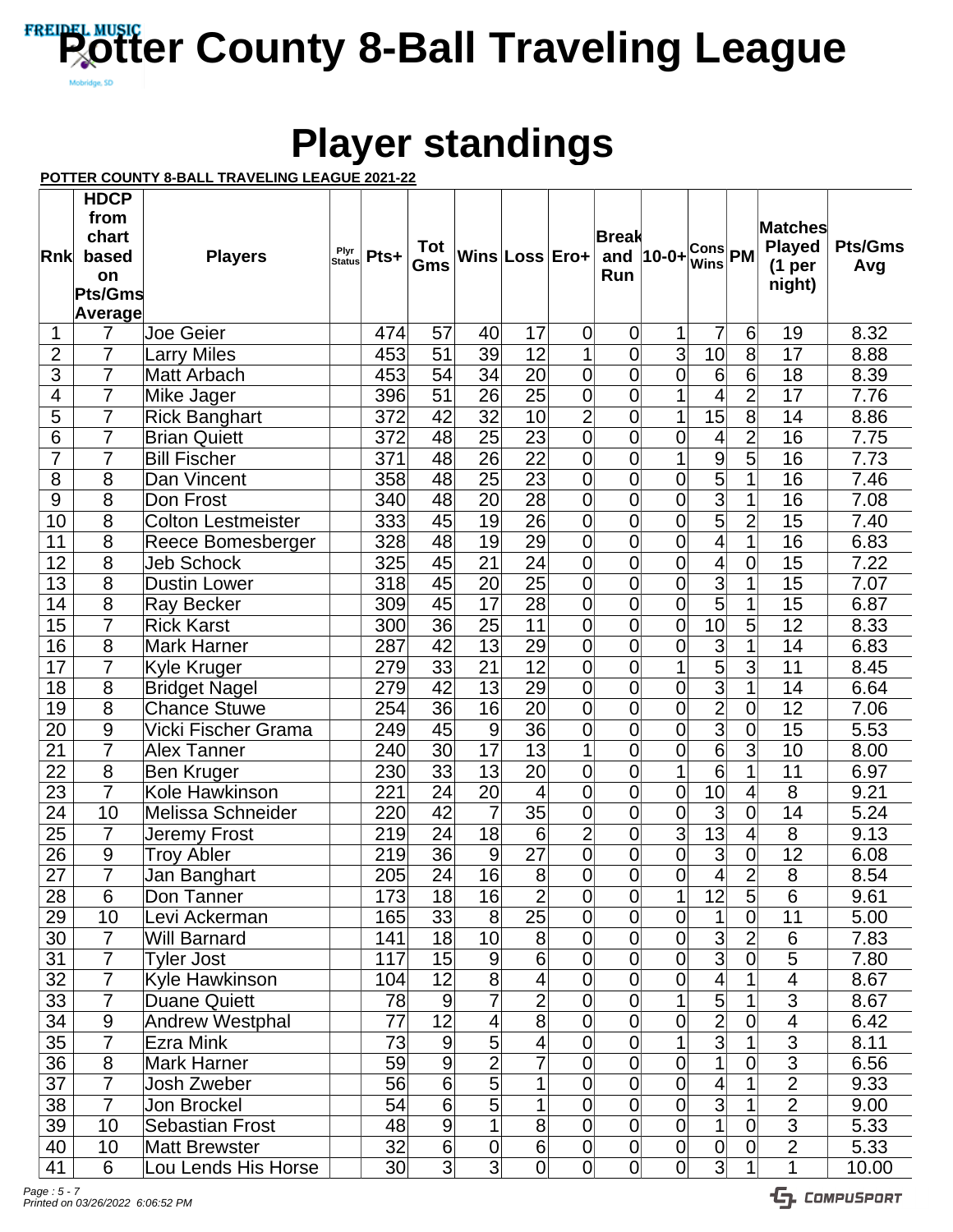# Potter County 8-Ball Traveling League

## Player standings

**POTTER COUNTY 8-BALL TRAVELING LEAGUE 2021-22**

| Rnk | HDCP from chart based on Pts/Gms Average | Players | Plyr Status | Pts+ | Tot Gms | Wins | Loss | Ero+ | Break and Run | 10-0+ | Cons Wins | PM | Matches Played (1 per night) | Pts/Gms Avg |
|---|---|---|---|---|---|---|---|---|---|---|---|---|---|---|
| 1 | 7 | Joe Geier | | 474 | 57 | 40 | 17 | 0 | 0 | 1 | 7 | 6 | 19 | 8.32 |
| 2 | 7 | Larry Miles | | 453 | 51 | 39 | 12 | 1 | 0 | 3 | 10 | 8 | 17 | 8.88 |
| 3 | 7 | Matt Arbach | | 453 | 54 | 34 | 20 | 0 | 0 | 0 | 6 | 6 | 18 | 8.39 |
| 4 | 7 | Mike Jager | | 396 | 51 | 26 | 25 | 0 | 0 | 1 | 4 | 2 | 17 | 7.76 |
| 5 | 7 | Rick Banghart | | 372 | 42 | 32 | 10 | 2 | 0 | 1 | 15 | 8 | 14 | 8.86 |
| 6 | 7 | Brian Quiett | | 372 | 48 | 25 | 23 | 0 | 0 | 0 | 4 | 2 | 16 | 7.75 |
| 7 | 7 | Bill Fischer | | 371 | 48 | 26 | 22 | 0 | 0 | 1 | 9 | 5 | 16 | 7.73 |
| 8 | 8 | Dan Vincent | | 358 | 48 | 25 | 23 | 0 | 0 | 0 | 5 | 1 | 16 | 7.46 |
| 9 | 8 | Don Frost | | 340 | 48 | 20 | 28 | 0 | 0 | 0 | 3 | 1 | 16 | 7.08 |
| 10 | 8 | Colton Lestmeister | | 333 | 45 | 19 | 26 | 0 | 0 | 0 | 5 | 2 | 15 | 7.40 |
| 11 | 8 | Reece Bomesberger | | 328 | 48 | 19 | 29 | 0 | 0 | 0 | 4 | 1 | 16 | 6.83 |
| 12 | 8 | Jeb Schock | | 325 | 45 | 21 | 24 | 0 | 0 | 0 | 4 | 0 | 15 | 7.22 |
| 13 | 8 | Dustin Lower | | 318 | 45 | 20 | 25 | 0 | 0 | 0 | 3 | 1 | 15 | 7.07 |
| 14 | 8 | Ray Becker | | 309 | 45 | 17 | 28 | 0 | 0 | 0 | 5 | 1 | 15 | 6.87 |
| 15 | 7 | Rick Karst | | 300 | 36 | 25 | 11 | 0 | 0 | 0 | 10 | 5 | 12 | 8.33 |
| 16 | 8 | Mark Harner | | 287 | 42 | 13 | 29 | 0 | 0 | 0 | 3 | 1 | 14 | 6.83 |
| 17 | 7 | Kyle Kruger | | 279 | 33 | 21 | 12 | 0 | 0 | 1 | 5 | 3 | 11 | 8.45 |
| 18 | 8 | Bridget Nagel | | 279 | 42 | 13 | 29 | 0 | 0 | 0 | 3 | 1 | 14 | 6.64 |
| 19 | 8 | Chance Stuwe | | 254 | 36 | 16 | 20 | 0 | 0 | 0 | 2 | 0 | 12 | 7.06 |
| 20 | 9 | Vicki Fischer Grama | | 249 | 45 | 9 | 36 | 0 | 0 | 0 | 3 | 0 | 15 | 5.53 |
| 21 | 7 | Alex Tanner | | 240 | 30 | 17 | 13 | 1 | 0 | 0 | 6 | 3 | 10 | 8.00 |
| 22 | 8 | Ben Kruger | | 230 | 33 | 13 | 20 | 0 | 0 | 1 | 6 | 1 | 11 | 6.97 |
| 23 | 7 | Kole Hawkinson | | 221 | 24 | 20 | 4 | 0 | 0 | 0 | 10 | 4 | 8 | 9.21 |
| 24 | 10 | Melissa Schneider | | 220 | 42 | 7 | 35 | 0 | 0 | 0 | 3 | 0 | 14 | 5.24 |
| 25 | 7 | Jeremy Frost | | 219 | 24 | 18 | 6 | 2 | 0 | 3 | 13 | 4 | 8 | 9.13 |
| 26 | 9 | Troy Abler | | 219 | 36 | 9 | 27 | 0 | 0 | 0 | 3 | 0 | 12 | 6.08 |
| 27 | 7 | Jan Banghart | | 205 | 24 | 16 | 8 | 0 | 0 | 0 | 4 | 2 | 8 | 8.54 |
| 28 | 6 | Don Tanner | | 173 | 18 | 16 | 2 | 0 | 0 | 1 | 12 | 5 | 6 | 9.61 |
| 29 | 10 | Levi Ackerman | | 165 | 33 | 8 | 25 | 0 | 0 | 0 | 1 | 0 | 11 | 5.00 |
| 30 | 7 | Will Barnard | | 141 | 18 | 10 | 8 | 0 | 0 | 0 | 3 | 2 | 6 | 7.83 |
| 31 | 7 | Tyler Jost | | 117 | 15 | 9 | 6 | 0 | 0 | 0 | 3 | 0 | 5 | 7.80 |
| 32 | 7 | Kyle Hawkinson | | 104 | 12 | 8 | 4 | 0 | 0 | 0 | 4 | 1 | 4 | 8.67 |
| 33 | 7 | Duane Quiett | | 78 | 9 | 7 | 2 | 0 | 0 | 1 | 5 | 1 | 3 | 8.67 |
| 34 | 9 | Andrew Westphal | | 77 | 12 | 4 | 8 | 0 | 0 | 0 | 2 | 0 | 4 | 6.42 |
| 35 | 7 | Ezra Mink | | 73 | 9 | 5 | 4 | 0 | 0 | 1 | 3 | 1 | 3 | 8.11 |
| 36 | 8 | Mark Harner | | 59 | 9 | 2 | 7 | 0 | 0 | 0 | 1 | 0 | 3 | 6.56 |
| 37 | 7 | Josh Zweber | | 56 | 6 | 5 | 1 | 0 | 0 | 0 | 4 | 1 | 2 | 9.33 |
| 38 | 7 | Jon Brockel | | 54 | 6 | 5 | 1 | 0 | 0 | 0 | 3 | 1 | 2 | 9.00 |
| 39 | 10 | Sebastian Frost | | 48 | 9 | 1 | 8 | 0 | 0 | 0 | 1 | 0 | 3 | 5.33 |
| 40 | 10 | Matt Brewster | | 32 | 6 | 0 | 6 | 0 | 0 | 0 | 0 | 0 | 2 | 5.33 |
| 41 | 6 | Lou Lends His Horse | | 30 | 3 | 3 | 0 | 0 | 0 | 0 | 3 | 1 | 1 | 10.00 |

*Printed on 03/26/2022 6:06:52 PM*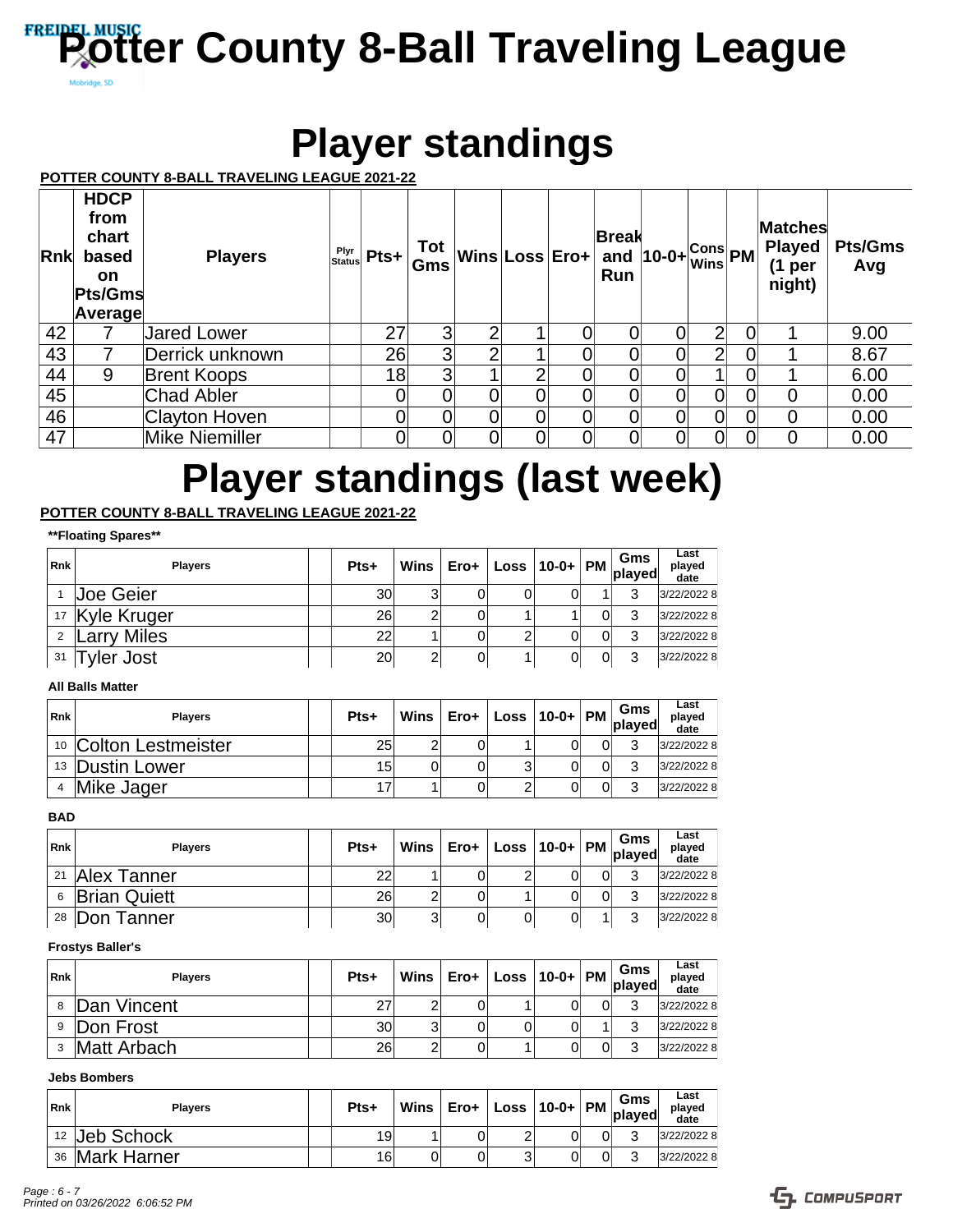# Potter County 8-Ball Traveling League

## Player standings

**POTTER COUNTY 8-BALL TRAVELING LEAGUE 2021-22**

| Rnk | HDCP from chart based on Pts/Gms Average | Players | Plyr Status | Pts+ | Tot Gms | Wins | Loss | Ero+ | Break and Run | 10-0+ | Cons Wins | PM | Matches Played (1 per night) | Pts/Gms Avg |
|---|---|---|---|---|---|---|---|---|---|---|---|---|---|---|
| 42 | 7 | Jared Lower | | 27 | 3 | 2 | 1 | 0 | 0 | 0 | 2 | 0 | 1 | 9.00 |
| 43 | 7 | Derrick unknown | | 26 | 3 | 2 | 1 | 0 | 0 | 0 | 2 | 0 | 1 | 8.67 |
| 44 | 9 | Brent Koops | | 18 | 3 | 1 | 2 | 0 | 0 | 0 | 1 | 0 | 1 | 6.00 |
| 45 | | Chad Abler | | 0 | 0 | 0 | 0 | 0 | 0 | 0 | 0 | 0 | 0 | 0.00 |
| 46 | | Clayton Hoven | | 0 | 0 | 0 | 0 | 0 | 0 | 0 | 0 | 0 | 0 | 0.00 |
| 47 | | Mike Niemiller | | 0 | 0 | 0 | 0 | 0 | 0 | 0 | 0 | 0 | 0 | 0.00 |

## Player standings (last week)

**POTTER COUNTY 8-BALL TRAVELING LEAGUE 2021-22**

**\*\*Floating Spares\*\***

| Rnk | Players | | Pts+ | Wins | Ero+ | Loss | 10-0+ | PM | Gms played | Last played date |
|---|---|---|---|---|---|---|---|---|---|---|
| 1 | Joe Geier | | 30 | 3 | 0 | 0 | 0 | 1 | 3 | 3/22/2022 8 |
| 17 | Kyle Kruger | | 26 | 2 | 0 | 1 | 1 | 0 | 3 | 3/22/2022 8 |
| 2 | Larry Miles | | 22 | 1 | 0 | 2 | 0 | 0 | 3 | 3/22/2022 8 |
| 31 | Tyler Jost | | 20 | 2 | 0 | 1 | 0 | 0 | 3 | 3/22/2022 8 |

**All Balls Matter**

| Rnk | Players | | Pts+ | Wins | Ero+ | Loss | 10-0+ | PM | Gms played | Last played date |
|---|---|---|---|---|---|---|---|---|---|---|
| 10 | Colton Lestmeister | | 25 | 2 | 0 | 1 | 0 | 0 | 3 | 3/22/2022 8 |
| 13 | Dustin Lower | | 15 | 0 | 0 | 3 | 0 | 0 | 3 | 3/22/2022 8 |
| 4 | Mike Jager | | 17 | 1 | 0 | 2 | 0 | 0 | 3 | 3/22/2022 8 |

**BAD**

| Rnk | Players | | Pts+ | Wins | Ero+ | Loss | 10-0+ | PM | Gms played | Last played date |
|---|---|---|---|---|---|---|---|---|---|---|
| 21 | Alex Tanner | | 22 | 1 | 0 | 2 | 0 | 0 | 3 | 3/22/2022 8 |
| 6 | Brian Quiett | | 26 | 2 | 0 | 1 | 0 | 0 | 3 | 3/22/2022 8 |
| 28 | Don Tanner | | 30 | 3 | 0 | 0 | 0 | 1 | 3 | 3/22/2022 8 |

**Frostys Baller's**

| Rnk | Players | | Pts+ | Wins | Ero+ | Loss | 10-0+ | PM | Gms played | Last played date |
|---|---|---|---|---|---|---|---|---|---|---|
| 8 | Dan Vincent | | 27 | 2 | 0 | 1 | 0 | 0 | 3 | 3/22/2022 8 |
| 9 | Don Frost | | 30 | 3 | 0 | 0 | 0 | 1 | 3 | 3/22/2022 8 |
| 3 | Matt Arbach | | 26 | 2 | 0 | 1 | 0 | 0 | 3 | 3/22/2022 8 |

**Jebs Bombers**

| Rnk | Players | | Pts+ | Wins | Ero+ | Loss | 10-0+ | PM | Gms played | Last played date |
|---|---|---|---|---|---|---|---|---|---|---|
| 12 | Jeb Schock | | 19 | 1 | 0 | 2 | 0 | 0 | 3 | 3/22/2022 8 |
| 36 | Mark Harner | | 16 | 0 | 0 | 3 | 0 | 0 | 3 | 3/22/2022 8 |

*Printed on 03/26/2022 6:06:52 PM*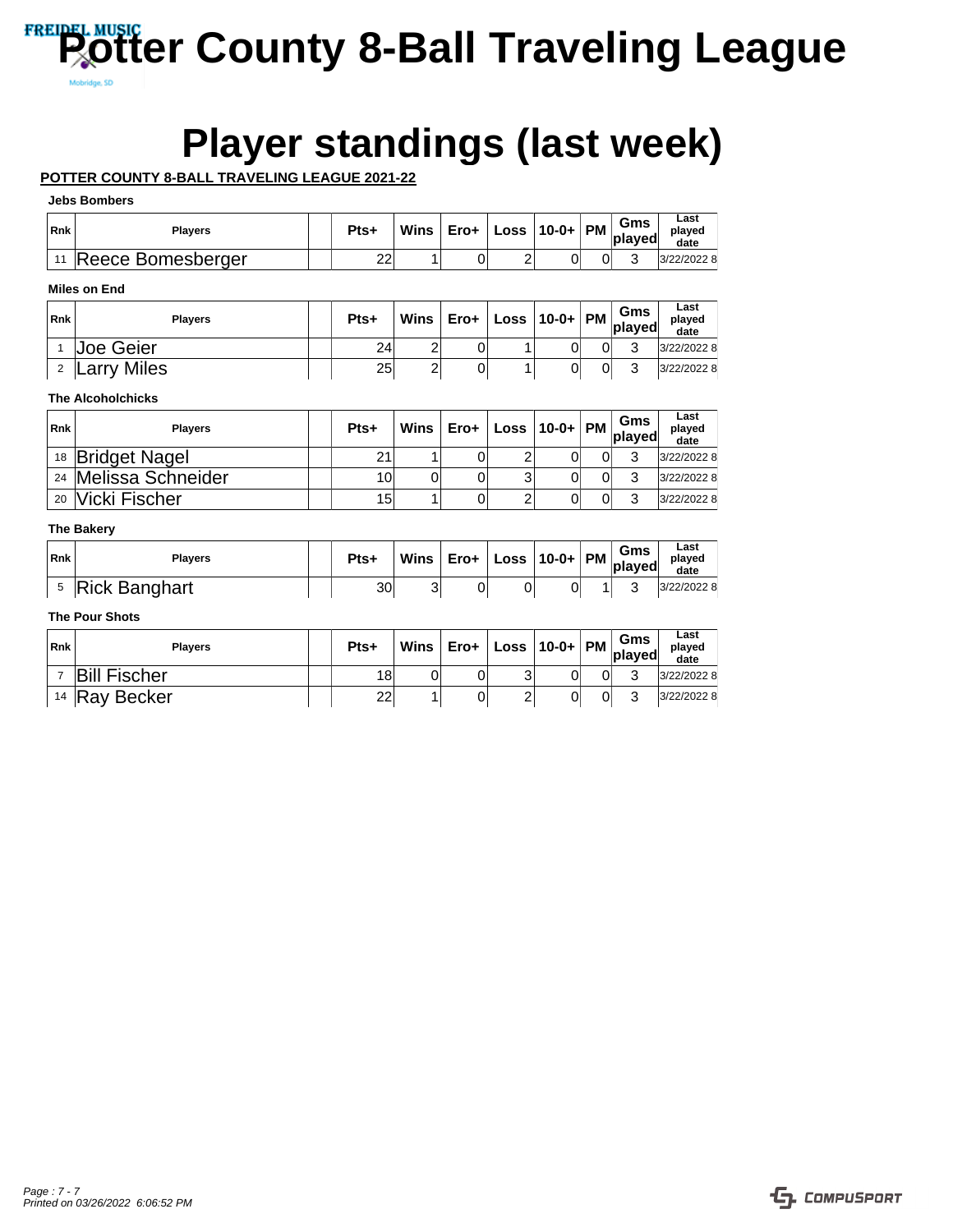# Potter County 8-Ball Traveling League

# Player standings (last week)

**POTTER COUNTY 8-BALL TRAVELING LEAGUE 2021-22**

**Jebs Bombers**

| Rnk | Players | | Pts+ | Wins | Ero+ | Loss | 10-0+ | PM | Gms played | Last played date |
|---|---|---|---|---|---|---|---|---|---|---|
| 11 | Reece Bomesberger | | 22 | 1 | 0 | 2 | 0 | 0 | 3 | 3/22/2022 8 |

**Miles on End**

| Rnk | Players | | Pts+ | Wins | Ero+ | Loss | 10-0+ | PM | Gms played | Last played date |
|---|---|---|---|---|---|---|---|---|---|---|
| 1 | Joe Geier | | 24 | 2 | 0 | 1 | 0 | 0 | 3 | 3/22/2022 8 |
| 2 | Larry Miles | | 25 | 2 | 0 | 1 | 0 | 0 | 3 | 3/22/2022 8 |

**The Alcoholchicks**

| Rnk | Players | | Pts+ | Wins | Ero+ | Loss | 10-0+ | PM | Gms played | Last played date |
|---|---|---|---|---|---|---|---|---|---|---|
| 18 | Bridget Nagel | | 21 | 1 | 0 | 2 | 0 | 0 | 3 | 3/22/2022 8 |
| 24 | Melissa Schneider | | 10 | 0 | 0 | 3 | 0 | 0 | 3 | 3/22/2022 8 |
| 20 | Vicki Fischer | | 15 | 1 | 0 | 2 | 0 | 0 | 3 | 3/22/2022 8 |

**The Bakery**

| Rnk | Players | | Pts+ | Wins | Ero+ | Loss | 10-0+ | PM | Gms played | Last played date |
|---|---|---|---|---|---|---|---|---|---|---|
| 5 | Rick Banghart | | 30 | 3 | 0 | 0 | 0 | 1 | 3 | 3/22/2022 8 |

**The Pour Shots**

| Rnk | Players | | Pts+ | Wins | Ero+ | Loss | 10-0+ | PM | Gms played | Last played date |
|---|---|---|---|---|---|---|---|---|---|---|
| 7 | Bill Fischer | | 18 | 0 | 0 | 3 | 0 | 0 | 3 | 3/22/2022 8 |
| 14 | Ray Becker | | 22 | 1 | 0 | 2 | 0 | 0 | 3 | 3/22/2022 8 |